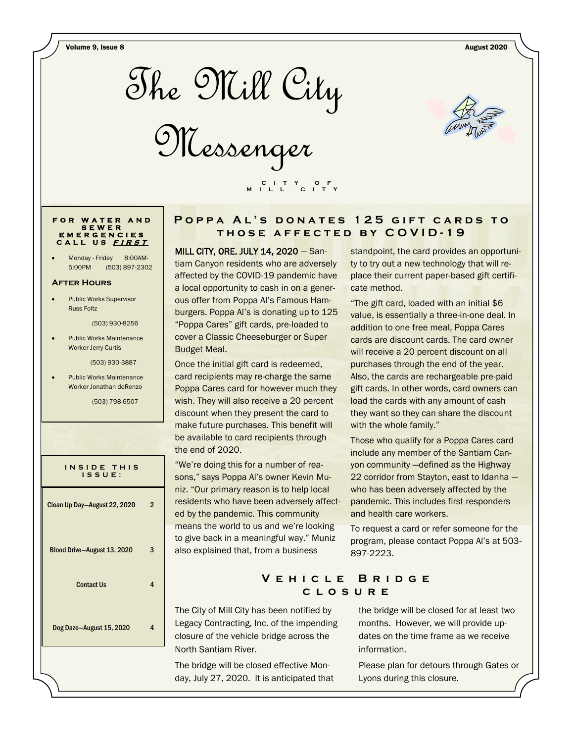# The Mill City Messenger

CITY OF MILL CITY

**FOR WATER AND SEWER EMERGENCIES CALL US *FIRST***

- Monday - Friday 8:00AM-5:00PM (503) 897-2302

### After Hours

- Public Works Supervisor Russ Foltz

  (503) 930-8256

- Public Works Maintenance Worker Jerry Curtis

  (503) 930-3887

- Public Works Maintenance Worker Jonathan deRenzo

  (503) 798-6507

**INSIDE THIS ISSUE:**

| | |
|---|---|
| Clean Up Day—August 22, 2020 | 2 |
| Blood Drive—August 13, 2020 | 3 |
| Contact Us | 4 |
| Dog Daze—August 15, 2020 | 4 |

## Poppa Al's donates 125 gift cards to those affected by COVID-19

MILL CITY, ORE. JULY 14, 2020 — Santiam Canyon residents who are adversely affected by the COVID-19 pandemic have a local opportunity to cash in on a generous offer from Poppa Al's Famous Hamburgers. Poppa Al's is donating up to 125 "Poppa Cares" gift cards, pre-loaded to cover a Classic Cheeseburger or Super Budget Meal.

Once the initial gift card is redeemed, card recipients may re-charge the same Poppa Cares card for however much they wish. They will also receive a 20 percent discount when they present the card to make future purchases. This benefit will be available to card recipients through the end of 2020.

"We're doing this for a number of reasons," says Poppa Al's owner Kevin Muniz. "Our primary reason is to help local residents who have been adversely affected by the pandemic. This community means the world to us and we're looking to give back in a meaningful way." Muniz also explained that, from a business standpoint, the card provides an opportunity to try out a new technology that will replace their current paper-based gift certificate method.

"The gift card, loaded with an initial $6 value, is essentially a three-in-one deal. In addition to one free meal, Poppa Cares cards are discount cards. The card owner will receive a 20 percent discount on all purchases through the end of the year. Also, the cards are rechargeable pre-paid gift cards. In other words, card owners can load the cards with any amount of cash they want so they can share the discount with the whole family."

Those who qualify for a Poppa Cares card include any member of the Santiam Canyon community —defined as the Highway 22 corridor from Stayton, east to Idanha — who has been adversely affected by the pandemic. This includes first responders and health care workers.

To request a card or refer someone for the program, please contact Poppa Al's at 503-897-2223.

## Vehicle Bridge closure

The City of Mill City has been notified by Legacy Contracting, Inc. of the impending closure of the vehicle bridge across the North Santiam River.

The bridge will be closed effective Monday, July 27, 2020. It is anticipated that the bridge will be closed for at least two months. However, we will provide updates on the time frame as we receive information.

Please plan for detours through Gates or Lyons during this closure.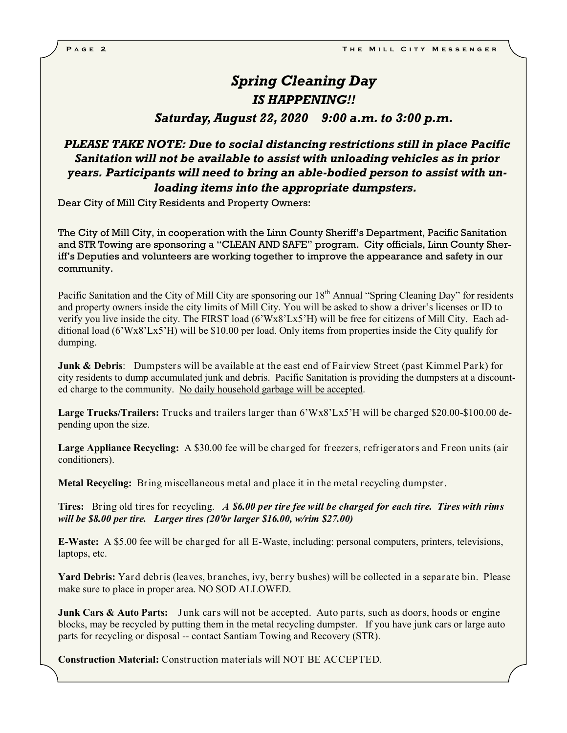# *Spring Cleaning Day*

## *IS HAPPENING!!*

### *Saturday, August 22, 2020 9:00 a.m. to 3:00 p.m.*

***PLEASE TAKE NOTE: Due to social distancing restrictions still in place Pacific Sanitation will not be available to assist with unloading vehicles as in prior years. Participants will need to bring an able-bodied person to assist with unloading items into the appropriate dumpsters.***

Dear City of Mill City Residents and Property Owners:

The City of Mill City, in cooperation with the Linn County Sheriff's Department, Pacific Sanitation and STR Towing are sponsoring a "CLEAN AND SAFE" program. City officials, Linn County Sheriff's Deputies and volunteers are working together to improve the appearance and safety in our community.

Pacific Sanitation and the City of Mill City are sponsoring our 18th Annual "Spring Cleaning Day" for residents and property owners inside the city limits of Mill City. You will be asked to show a driver's licenses or ID to verify you live inside the city. The FIRST load (6'Wx8'Lx5'H) will be free for citizens of Mill City. Each additional load (6'Wx8'Lx5'H) will be $10.00 per load. Only items from properties inside the City qualify for dumping.

**Junk & Debris**: Dumpsters will be available at the east end of Fairview Street (past Kimmel Park) for city residents to dump accumulated junk and debris. Pacific Sanitation is providing the dumpsters at a discounted charge to the community. <u>No daily household garbage will be accepted</u>.

**Large Trucks/Trailers:** Trucks and trailers larger than 6'Wx8'Lx5'H will be charged $20.00-$100.00 depending upon the size.

**Large Appliance Recycling:** A $30.00 fee will be charged for freezers, refrigerators and Freon units (air conditioners).

**Metal Recycling:** Bring miscellaneous metal and place it in the metal recycling dumpster.

**Tires:** Bring old tires for recycling. ***A $6.00 per tire fee will be charged for each tire. Tires with rims will be $8.00 per tire. Larger tires (20"or larger $16.00, w/rim $27.00)***

**E-Waste:** A $5.00 fee will be charged for all E-Waste, including: personal computers, printers, televisions, laptops, etc.

**Yard Debris:** Yard debris (leaves, branches, ivy, berry bushes) will be collected in a separate bin. Please make sure to place in proper area. NO SOD ALLOWED.

**Junk Cars & Auto Parts:** Junk cars will not be accepted. Auto parts, such as doors, hoods or engine blocks, may be recycled by putting them in the metal recycling dumpster. If you have junk cars or large auto parts for recycling or disposal -- contact Santiam Towing and Recovery (STR).

**Construction Material:** Construction materials will NOT BE ACCEPTED.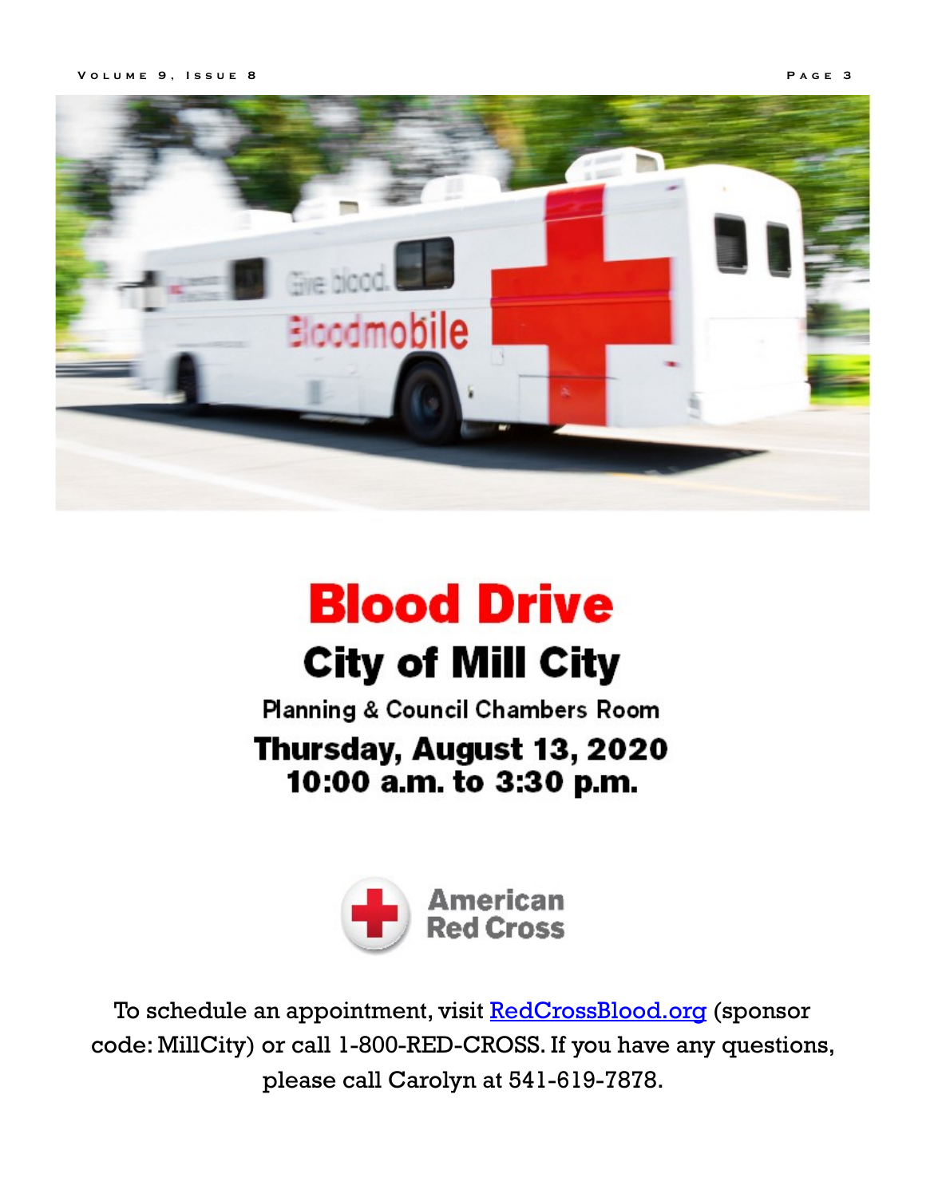# Blood Drive

## City of Mill City

Planning & Council Chambers Room

**Thursday, August 13, 2020**
**10:00 a.m. to 3:30 p.m.**

American Red Cross

To schedule an appointment, visit [RedCrossBlood.org](RedCrossBlood.org) (sponsor code: MillCity) or call 1-800-RED-CROSS. If you have any questions, please call Carolyn at 541-619-7878.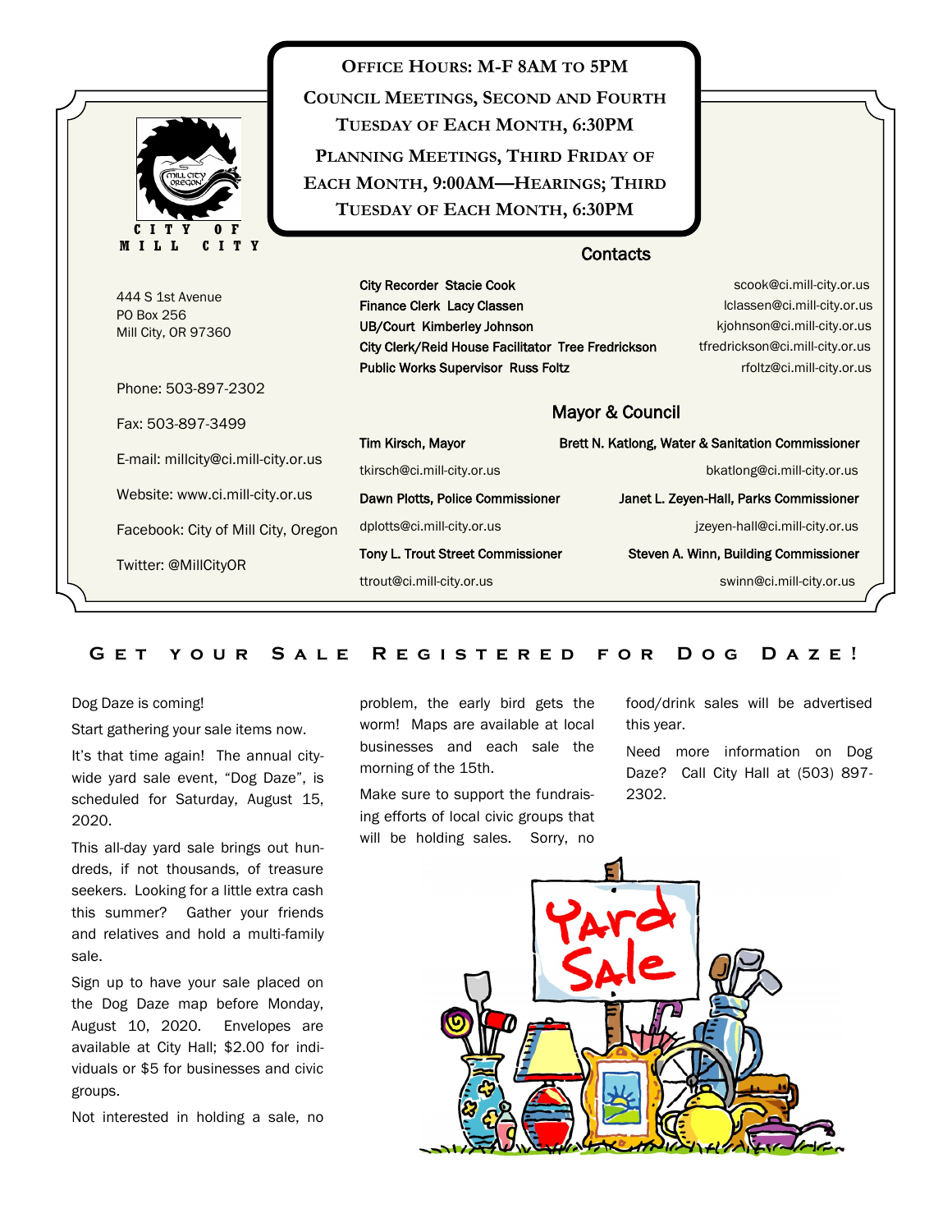**Office Hours: M-F 8AM to 5PM**

**Council Meetings, Second and Fourth Tuesday of Each Month, 6:30PM**

**Planning Meetings, Third Friday of Each Month, 9:00AM—Hearings; Third Tuesday of Each Month, 6:30PM**

CITY OF MILL CITY

444 S 1st Avenue
PO Box 256
Mill City, OR 97360

Phone: 503-897-2302

Fax: 503-897-3499

E-mail: millcity@ci.mill-city.or.us

Website: www.ci.mill-city.or.us

Facebook: City of Mill City, Oregon

Twitter: @MillCityOR

## Contacts

| | |
|---|---|
| **City Recorder Stacie Cook** | scook@ci.mill-city.or.us |
| **Finance Clerk Lacy Classen** | lclassen@ci.mill-city.or.us |
| **UB/Court Kimberley Johnson** | kjohnson@ci.mill-city.or.us |
| **City Clerk/Reid House Facilitator Tree Fredrickson** | tfredrickson@ci.mill-city.or.us |
| **Public Works Supervisor Russ Foltz** | rfoltz@ci.mill-city.or.us |

## Mayor & Council

| | |
|---|---|
| **Tim Kirsch, Mayor** | **Brett N. Katlong, Water & Sanitation Commissioner** |
| tkirsch@ci.mill-city.or.us | bkatlong@ci.mill-city.or.us |
| **Dawn Plotts, Police Commissioner** | **Janet L. Zeyen-Hall, Parks Commissioner** |
| dplotts@ci.mill-city.or.us | jzeyen-hall@ci.mill-city.or.us |
| **Tony L. Trout Street Commissioner** | **Steven A. Winn, Building Commissioner** |
| ttrout@ci.mill-city.or.us | swinn@ci.mill-city.or.us |

## Get your Sale Registered for Dog Daze!

Dog Daze is coming!

Start gathering your sale items now.

It's that time again! The annual city-wide yard sale event, "Dog Daze", is scheduled for Saturday, August 15, 2020.

This all-day yard sale brings out hundreds, if not thousands, of treasure seekers. Looking for a little extra cash this summer? Gather your friends and relatives and hold a multi-family sale.

Sign up to have your sale placed on the Dog Daze map before Monday, August 10, 2020. Envelopes are available at City Hall; $2.00 for individuals or $5 for businesses and civic groups.

Not interested in holding a sale, no problem, the early bird gets the worm! Maps are available at local businesses and each sale the morning of the 15th.

Make sure to support the fundraising efforts of local civic groups that will be holding sales. Sorry, no food/drink sales will be advertised this year.

Need more information on Dog Daze? Call City Hall at (503) 897-2302.